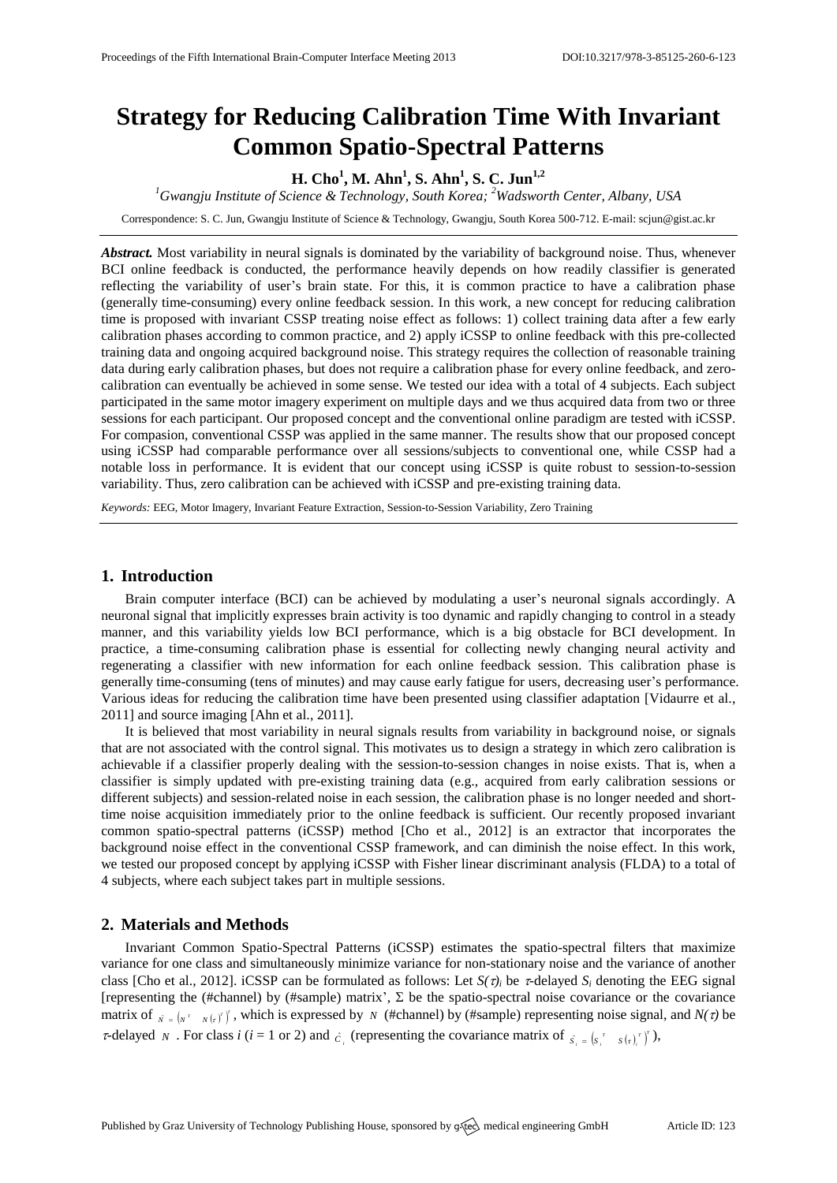# Strategy for Reducing Calibration Time With Invariant Common Spatio-Spectral Patterns

**H. Cho[1], M. Ahn[1], S. Ahn[1], S. C. Jun[1,2]**

*[1]Gwangju Institute of Science & Technology, South Korea; [2]Wadsworth Center, Albany, USA*

Correspondence: S. C. Jun, Gwangju Institute of Science & Technology, Gwangju, South Korea 500-712. E-mail: scjun@gist.ac.kr

***Abstract.*** Most variability in neural signals is dominated by the variability of background noise. Thus, whenever BCI online feedback is conducted, the performance heavily depends on how readily classifier is generated reflecting the variability of user's brain state. For this, it is common practice to have a calibration phase (generally time-consuming) every online feedback session. In this work, a new concept for reducing calibration time is proposed with invariant CSSP treating noise effect as follows: 1) collect training data after a few early calibration phases according to common practice, and 2) apply iCSSP to online feedback with this pre-collected training data and ongoing acquired background noise. This strategy requires the collection of reasonable training data during early calibration phases, but does not require a calibration phase for every online feedback, and zero-calibration can eventually be achieved in some sense. We tested our idea with a total of 4 subjects. Each subject participated in the same motor imagery experiment on multiple days and we thus acquired data from two or three sessions for each participant. Our proposed concept and the conventional online paradigm are tested with iCSSP. For compasion, conventional CSSP was applied in the same manner. The results show that our proposed concept using iCSSP had comparable performance over all sessions/subjects to conventional one, while CSSP had a notable loss in performance. It is evident that our concept using iCSSP is quite robust to session-to-session variability. Thus, zero calibration can be achieved with iCSSP and pre-existing training data.

*Keywords:* EEG, Motor Imagery, Invariant Feature Extraction, Session-to-Session Variability, Zero Training

## 1. Introduction

Brain computer interface (BCI) can be achieved by modulating a user's neuronal signals accordingly. A neuronal signal that implicitly expresses brain activity is too dynamic and rapidly changing to control in a steady manner, and this variability yields low BCI performance, which is a big obstacle for BCI development. In practice, a time-consuming calibration phase is essential for collecting newly changing neural activity and regenerating a classifier with new information for each online feedback session. This calibration phase is generally time-consuming (tens of minutes) and may cause early fatigue for users, decreasing user's performance. Various ideas for reducing the calibration time have been presented using classifier adaptation [Vidaurre et al., 2011] and source imaging [Ahn et al., 2011].

It is believed that most variability in neural signals results from variability in background noise, or signals that are not associated with the control signal. This motivates us to design a strategy in which zero calibration is achievable if a classifier properly dealing with the session-to-session changes in noise exists. That is, when a classifier is simply updated with pre-existing training data (e.g., acquired from early calibration sessions or different subjects) and session-related noise in each session, the calibration phase is no longer needed and short-time noise acquisition immediately prior to the online feedback is sufficient. Our recently proposed invariant common spatio-spectral patterns (iCSSP) method [Cho et al., 2012] is an extractor that incorporates the background noise effect in the conventional CSSP framework, and can diminish the noise effect. In this work, we tested our proposed concept by applying iCSSP with Fisher linear discriminant analysis (FLDA) to a total of 4 subjects, where each subject takes part in multiple sessions.

## 2. Materials and Methods

Invariant Common Spatio-Spectral Patterns (iCSSP) estimates the spatio-spectral filters that maximize variance for one class and simultaneously minimize variance for non-stationary noise and the variance of another class [Cho et al., 2012]. iCSSP can be formulated as follows: Let $S(\tau)_i$ be $\tau$-delayed $S_i$ denoting the EEG signal [representing the (#channel) by (#sample) matrix', $\Sigma$ be the spatio-spectral noise covariance or the covariance matrix of $\hat{N} = \left(N^T \quad N(\tau)^T\right)^T$, which is expressed by $N$ (#channel) by (#sample) representing noise signal, and $N(\tau)$ be $\tau$-delayed $N$. For class $i$ ($i$ = 1 or 2) and $\hat{C}_i$ (representing the covariance matrix of $\hat{S}_i = \left(S_i^T \quad S(\tau)_i^T\right)^T$),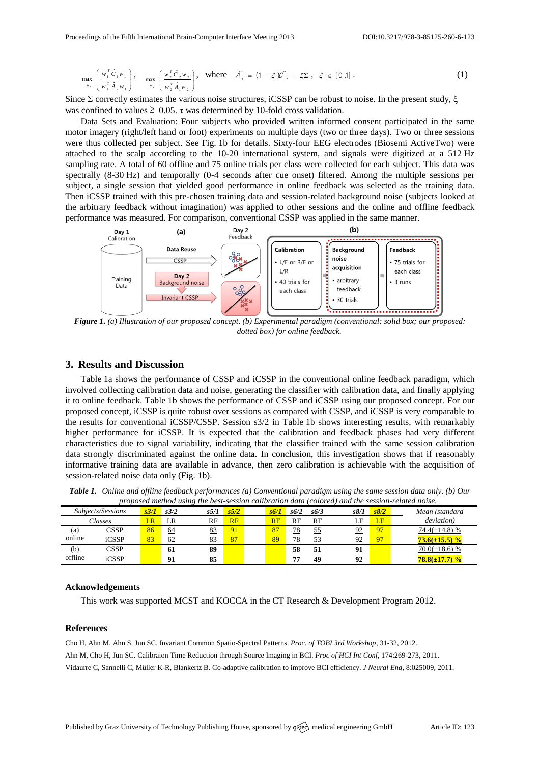$$\max_{w_1}\left(\frac{w_1^T \hat{C}_1 w_1}{w_1^T \hat{A}_2 w_1}\right), \quad \max_{w_2}\left(\frac{w_2^T \hat{C}_2 w_2}{w_2^T \hat{A}_1 w_2}\right), \quad \text{where} \quad \hat{A}_j = (1-\xi)\hat{C}_j + \xi\Sigma, \quad \xi \in [0,1]. \tag{1}$$

Since $\Sigma$ correctly estimates the various noise structures, iCSSP can be robust to noise. In the present study, $\xi$ was confined to values $\geq 0.05$. $\tau$ was determined by 10-fold cross validation.

Data Sets and Evaluation: Four subjects who provided written informed consent participated in the same motor imagery (right/left hand or foot) experiments on multiple days (two or three days). Two or three sessions were thus collected per subject. See Fig. 1b for details. Sixty-four EEG electrodes (Biosemi ActiveTwo) were attached to the scalp according to the 10-20 international system, and signals were digitized at a 512 Hz sampling rate. A total of 60 offline and 75 online trials per class were collected for each subject. This data was spectrally (8-30 Hz) and temporally (0-4 seconds after cue onset) filtered. Among the multiple sessions per subject, a single session that yielded good performance in online feedback was selected as the training data. Then iCSSP trained with this pre-chosen training data and session-related background noise (subjects looked at the arbitrary feedback without imagination) was applied to other sessions and the online and offline feedback performance was measured. For comparison, conventional CSSP was applied in the same manner.

Day 1 Calibration
(a)
Training Data
Data Reuse
CSSP
Day 2 Background noise
Invariant CSSP
Day 2 Feedback
(b)
Calibration
• L/F or R/F or L/R
• 40 trials for each class
Background noise acquisition
• arbitrary feedback
• 30 trials
Feedback
• 75 trials for each class
• 3 runs

***Figure 1.*** *(a) Illustration of our proposed concept. (b) Experimental paradigm (conventional: solid box; our proposed: dotted box) for online feedback.*

## 3. Results and Discussion

Table 1a shows the performance of CSSP and iCSSP in the conventional online feedback paradigm, which involved collecting calibration data and noise, generating the classifier with calibration data, and finally applying it to online feedback. Table 1b shows the performance of CSSP and iCSSP using our proposed concept. For our proposed concept, iCSSP is quite robust over sessions as compared with CSSP, and iCSSP is very comparable to the results for conventional iCSSP/CSSP. Session s3/2 in Table 1b shows interesting results, with remarkably higher performance for iCSSP. It is expected that the calibration and feedback phases had very different characteristics due to signal variability, indicating that the classifier trained with the same session calibration data strongly discriminated against the online data. In conclusion, this investigation shows that if reasonably informative training data are available in advance, then zero calibration is achievable with the acquisition of session-related noise data only (Fig. 1b).

***Table 1.*** *Online and offline feedback performances (a) Conventional paradigm using the same session data only. (b) Our proposed method using the best-session calibration data (colored) and the session-related noise.*

| *Subjects/Sessions* | | ***s3/1*** | *s3/2* | *s5/1* | ***s5/2*** | ***s6/1*** | *s6/2* | *s6/3* | *s8/1* | ***s8/2*** | *Mean (standard deviation)* |
|---|---|---|---|---|---|---|---|---|---|---|---|
| Classes | | LR | LR | RF | RF | RF | RF | RF | LF | LF | |
| (a) online | CSSP | 86 | 64 | 83 | 91 | 87 | 78 | 55 | 92 | 97 | 74.4(±14.8) % |
| | iCSSP | 83 | 62 | 83 | 87 | 89 | 78 | 53 | 92 | 97 | **73.6(±15.5) %** |
| (b) offline | CSSP | | **61** | **89** | | | **58** | **51** | **91** | | 70.0(±18.6) % |
| | iCSSP | | **91** | **85** | | | **77** | **49** | **92** | | **78.8(±17.7) %** |

#### Acknowledgements

This work was supported MCST and KOCCA in the CT Research & Development Program 2012.

#### References

Cho H, Ahn M, Ahn S, Jun SC. Invariant Common Spatio-Spectral Patterns. *Proc. of TOBI 3rd Workshop*, 31-32, 2012.

Ahn M, Cho H, Jun SC. Calibraion Time Reduction through Source Imaging in BCI. *Proc of HCI Int Conf*, 174:269-273, 2011.

Vidaurre C, Sannelli C, Müller K-R, Blankertz B. Co-adaptive calibration to improve BCI efficiency. *J Neural Eng*, 8:025009, 2011.